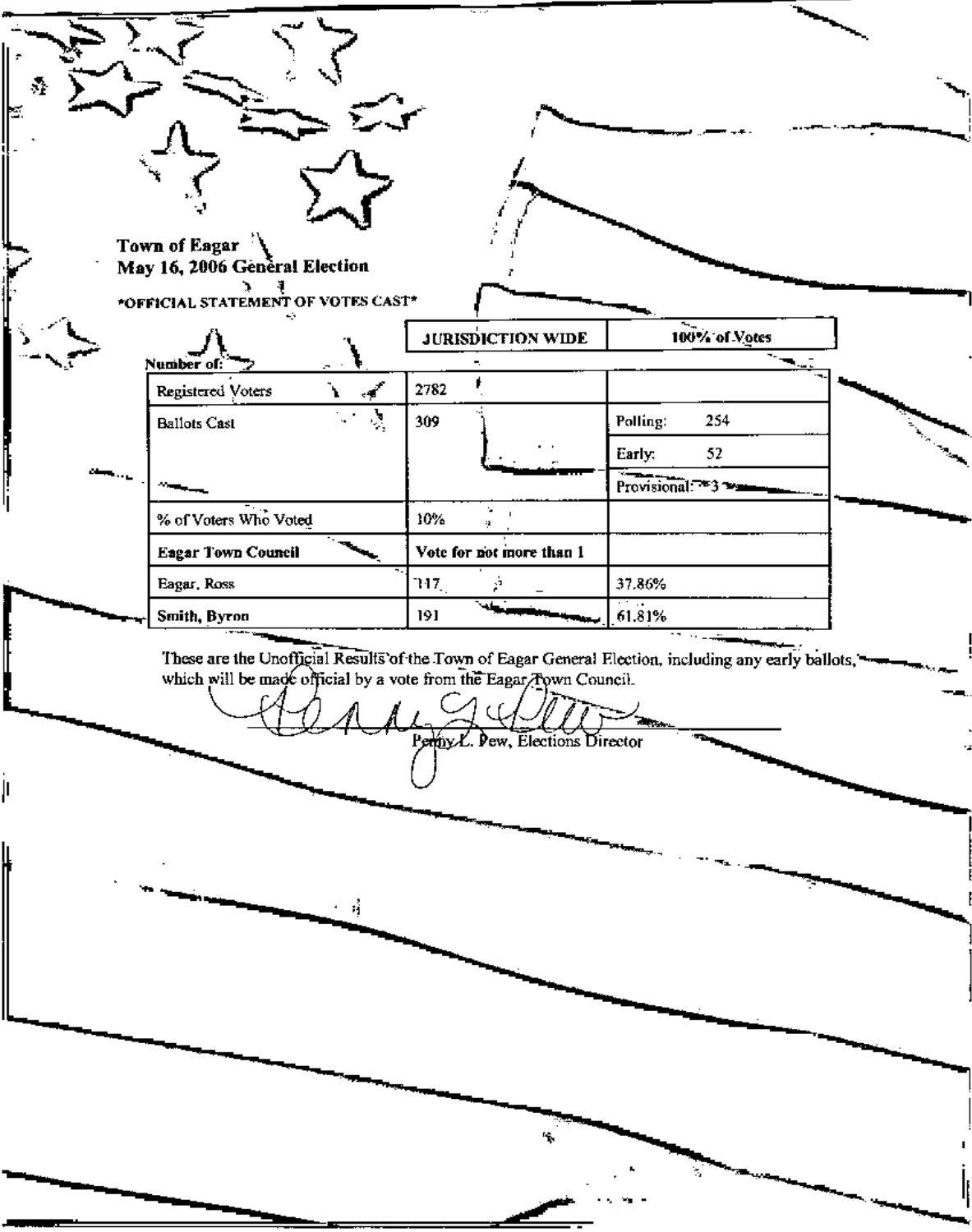**Town of Eagar**
**May 16, 2006 General Election**

*OFFICIAL STATEMENT OF VOTES CAST*

| Number of: | JURISDICTION WIDE | 100% of Votes |
| --- | --- | --- |
| Registered Voters | 2782 | |
| Ballots Cast | 309 | Polling: 254 |
| | | Early: 52 |
| | | Provisional: 3 |
| % of Voters Who Voted | 10% | |
| **Eagar Town Council** | **Vote for not more than 1** | |
| Eagar, Ross | 117 | 37.86% |
| **Smith, Byron** | 191 | 61.81% |

These are the Unofficial Results of the Town of Eagar General Election, including any early ballots, which will be made official by a vote from the Eagar Town Council.

Penny L. Pew, Elections Director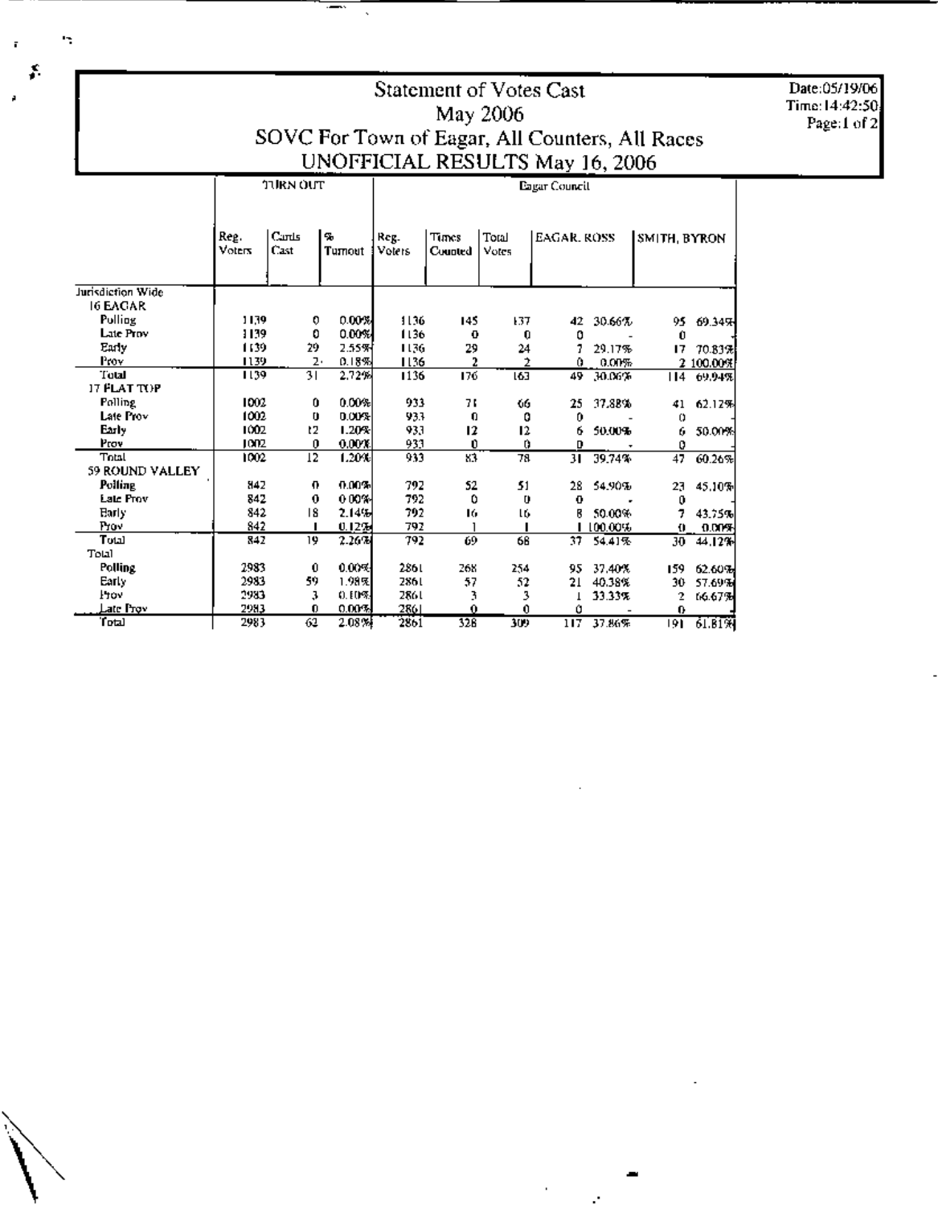# Statement of Votes Cast

## May 2006

## SOVC For Town of Eagar, All Counters, All Races

## UNOFFICIAL RESULTS May 16, 2006

Date:05/19/06
Time:14:42:50

| | TURN OUT | | | Eagar Council | | | | | | |
|---|---|---|---|---|---|---|---|---|---|---|
| | Reg. Voters | Cards Cast | % Turnout | Reg. Voters | Times Counted | Total Votes | EAGAR, ROSS | | SMITH, BYRON | |
| **Jurisdiction Wide** | | | | | | | | | | |
| **16 EAGAR** | | | | | | | | | | |
| Polling | 1139 | 0 | 0.00% | 1136 | 145 | 137 | 42 | 30.66% | 95 | 69.34% |
| Late Prov | 1139 | 0 | 0.00% | 1136 | 0 | 0 | 0 | - | 0 | |
| Early | 1139 | 29 | 2.55% | 1136 | 29 | 24 | 7 | 29.17% | 17 | 70.83% |
| Prov | 1139 | 2 | 0.18% | 1136 | 2 | 2 | 0 | 0.00% | 2 | 100.00% |
| Total | 1139 | 31 | 2.72% | 1136 | 176 | 163 | 49 | 30.06% | 114 | 69.94% |
| **17 FLAT TOP** | | | | | | | | | | |
| Polling | 1002 | 0 | 0.00% | 933 | 71 | 66 | 25 | 37.88% | 41 | 62.12% |
| Late Prov | 1002 | 0 | 0.00% | 933 | 0 | 0 | 0 | - | 0 | |
| Early | 1002 | 12 | 1.20% | 933 | 12 | 12 | 6 | 50.00% | 6 | 50.00% |
| Prov | 1002 | 0 | 0.00% | 933 | 0 | 0 | 0 | - | 0 | |
| Total | 1002 | 12 | 1.20% | 933 | 83 | 78 | 31 | 39.74% | 47 | 60.26% |
| **59 ROUND VALLEY** | | | | | | | | | | |
| Polling | 842 | 0 | 0.00% | 792 | 52 | 51 | 28 | 54.90% | 23 | 45.10% |
| Late Prov | 842 | 0 | 0.00% | 792 | 0 | 0 | 0 | - | 0 | |
| Early | 842 | 18 | 2.14% | 792 | 16 | 16 | 8 | 50.00% | 7 | 43.75% |
| Prov | 842 | 1 | 0.12% | 792 | 1 | 1 | 1 | 100.00% | 0 | 0.00% |
| Total | 842 | 19 | 2.26% | 792 | 69 | 68 | 37 | 54.41% | 30 | 44.12% |
| **Total** | | | | | | | | | | |
| Polling | 2983 | 0 | 0.00% | 2861 | 268 | 254 | 95 | 37.40% | 159 | 62.60% |
| Early | 2983 | 59 | 1.98% | 2861 | 57 | 52 | 21 | 40.38% | 30 | 57.69% |
| Prov | 2983 | 3 | 0.10% | 2861 | 3 | 3 | 1 | 33.33% | 2 | 66.67% |
| Late Prov | 2983 | 0 | 0.00% | 2861 | 0 | 0 | 0 | - | 0 | |
| Total | 2983 | 62 | 2.08% | 2861 | 328 | 309 | 117 | 37.86% | 191 | 61.81% |